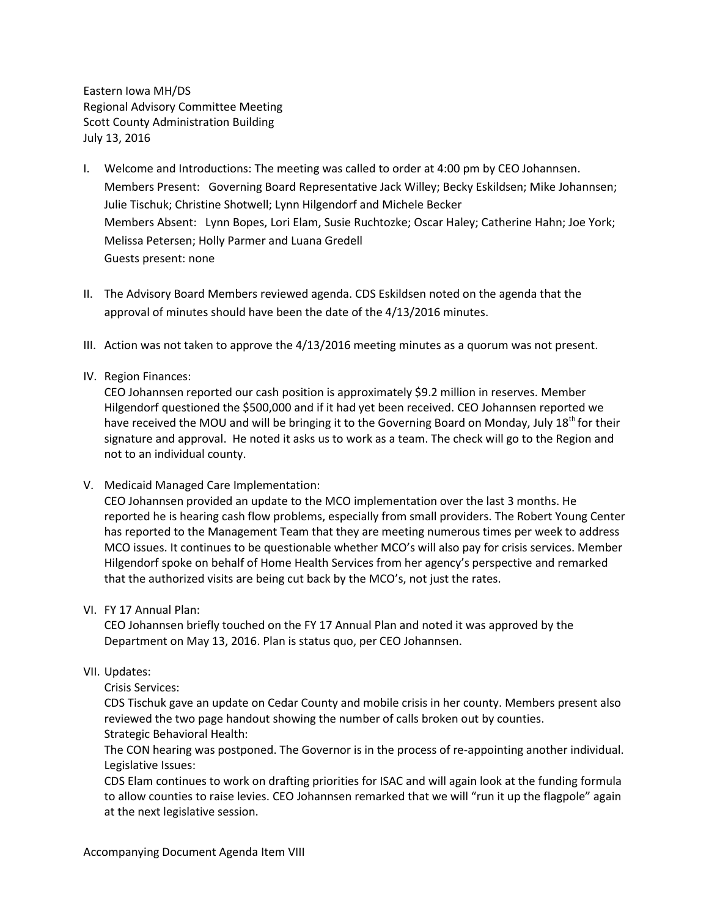Eastern Iowa MH/DS
Regional Advisory Committee Meeting
Scott County Administration Building
July 13, 2016

I. Welcome and Introductions: The meeting was called to order at 4:00 pm by CEO Johannsen.
   Members Present: Governing Board Representative Jack Willey; Becky Eskildsen; Mike Johannsen; Julie Tischuk; Christine Shotwell; Lynn Hilgendorf and Michele Becker
   Members Absent: Lynn Bopes, Lori Elam, Susie Ruchtozke; Oscar Haley; Catherine Hahn; Joe York; Melissa Petersen; Holly Parmer and Luana Gredell
   Guests present: none

II. The Advisory Board Members reviewed agenda. CDS Eskildsen noted on the agenda that the approval of minutes should have been the date of the 4/13/2016 minutes.

III. Action was not taken to approve the 4/13/2016 meeting minutes as a quorum was not present.

IV. Region Finances:
   CEO Johannsen reported our cash position is approximately $9.2 million in reserves. Member Hilgendorf questioned the $500,000 and if it had yet been received. CEO Johannsen reported we have received the MOU and will be bringing it to the Governing Board on Monday, July 18th for their signature and approval. He noted it asks us to work as a team. The check will go to the Region and not to an individual county.

V. Medicaid Managed Care Implementation:
   CEO Johannsen provided an update to the MCO implementation over the last 3 months. He reported he is hearing cash flow problems, especially from small providers. The Robert Young Center has reported to the Management Team that they are meeting numerous times per week to address MCO issues. It continues to be questionable whether MCO's will also pay for crisis services. Member Hilgendorf spoke on behalf of Home Health Services from her agency's perspective and remarked that the authorized visits are being cut back by the MCO's, not just the rates.

VI. FY 17 Annual Plan:
   CEO Johannsen briefly touched on the FY 17 Annual Plan and noted it was approved by the Department on May 13, 2016. Plan is status quo, per CEO Johannsen.

VII. Updates:
   Crisis Services:
   CDS Tischuk gave an update on Cedar County and mobile crisis in her county. Members present also reviewed the two page handout showing the number of calls broken out by counties.
   Strategic Behavioral Health:
   The CON hearing was postponed. The Governor is in the process of re-appointing another individual.
   Legislative Issues:
   CDS Elam continues to work on drafting priorities for ISAC and will again look at the funding formula to allow counties to raise levies. CEO Johannsen remarked that we will "run it up the flagpole" again at the next legislative session.

Accompanying Document Agenda Item VIII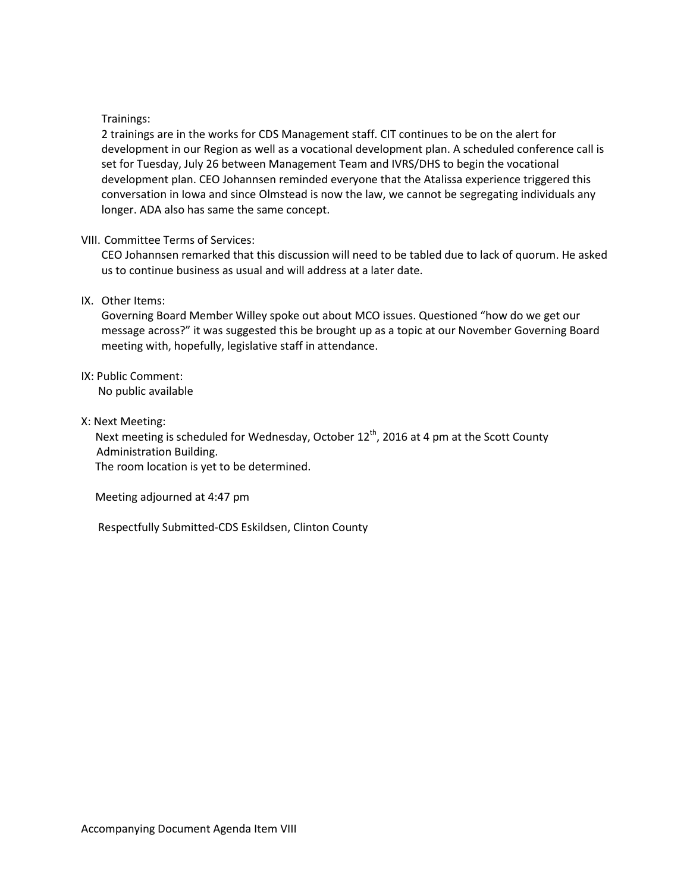Trainings:

2 trainings are in the works for CDS Management staff. CIT continues to be on the alert for development in our Region as well as a vocational development plan. A scheduled conference call is set for Tuesday, July 26 between Management Team and IVRS/DHS to begin the vocational development plan. CEO Johannsen reminded everyone that the Atalissa experience triggered this conversation in Iowa and since Olmstead is now the law, we cannot be segregating individuals any longer. ADA also has same the same concept.

VIII. Committee Terms of Services:

CEO Johannsen remarked that this discussion will need to be tabled due to lack of quorum. He asked us to continue business as usual and will address at a later date.

IX. Other Items:

Governing Board Member Willey spoke out about MCO issues. Questioned "how do we get our message across?" it was suggested this be brought up as a topic at our November Governing Board meeting with, hopefully, legislative staff in attendance.

IX: Public Comment:

No public available

X: Next Meeting:

Next meeting is scheduled for Wednesday, October 12th, 2016 at 4 pm at the Scott County Administration Building.

The room location is yet to be determined.

Meeting adjourned at 4:47 pm

Respectfully Submitted-CDS Eskildsen, Clinton County

Accompanying Document Agenda Item VIII